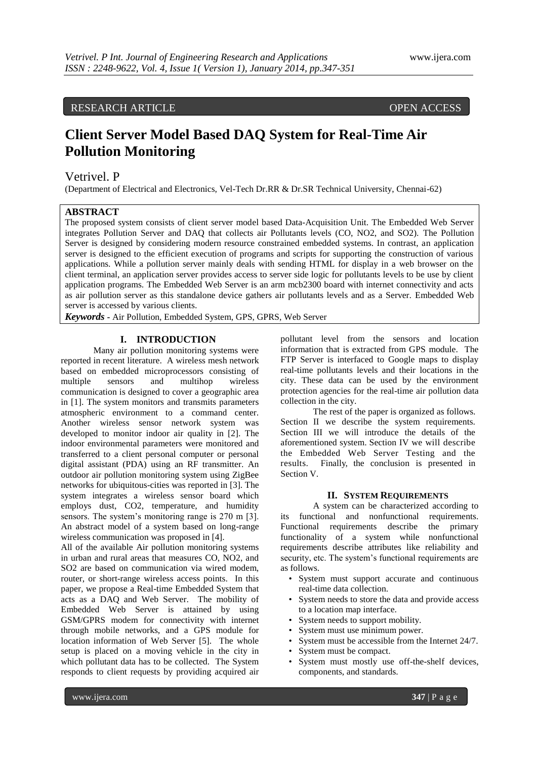RESEARCH ARTICLE OPEN ACCESS

# Client Server Model Based DAQ System for Real-Time Air Pollution Monitoring

Vetrivel. P

(Department of Electrical and Electronics, Vel-Tech Dr.RR & Dr.SR Technical University, Chennai-62)

## ABSTRACT

The proposed system consists of client server model based Data-Acquisition Unit. The Embedded Web Server integrates Pollution Server and DAQ that collects air Pollutants levels (CO, $NO_2$, and $SO_2$). The Pollution Server is designed by considering modern resource constrained embedded systems. In contrast, an application server is designed to the efficient execution of programs and scripts for supporting the construction of various applications. While a pollution server mainly deals with sending HTML for display in a web browser on the client terminal, an application server provides access to server side logic for pollutants levels to be use by client application programs. The Embedded Web Server is an arm mcb2300 board with internet connectivity and acts as air pollution server as this standalone device gathers air pollutants levels and as a Server. Embedded Web server is accessed by various clients.

***Keywords*** - Air Pollution, Embedded System, GPS, GPRS, Web Server

## I. INTRODUCTION

Many air pollution monitoring systems were reported in recent literature. A wireless mesh network based on embedded microprocessors consisting of multiple sensors and multihop wireless communication is designed to cover a geographic area in [1]. The system monitors and transmits parameters atmospheric environment to a command center. Another wireless sensor network system was developed to monitor indoor air quality in [2]. The indoor environmental parameters were monitored and transferred to a client personal computer or personal digital assistant (PDA) using an RF transmitter. An outdoor air pollution monitoring system using ZigBee networks for ubiquitous-cities was reported in [3]. The system integrates a wireless sensor board which employs dust, $CO_2$, temperature, and humidity sensors. The system's monitoring range is 270 m [3]. An abstract model of a system based on long-range wireless communication was proposed in [4].

All of the available Air pollution monitoring systems in urban and rural areas that measures CO, $NO_2$, and $SO_2$ are based on communication via wired modem, router, or short-range wireless access points. In this paper, we propose a Real-time Embedded System that acts as a DAQ and Web Server. The mobility of Embedded Web Server is attained by using GSM/GPRS modem for connectivity with internet through mobile networks, and a GPS module for location information of Web Server [5]. The whole setup is placed on a moving vehicle in the city in which pollutant data has to be collected. The System responds to client requests by providing acquired air pollutant level from the sensors and location information that is extracted from GPS module. The FTP Server is interfaced to Google maps to display real-time pollutants levels and their locations in the city. These data can be used by the environment protection agencies for the real-time air pollution data collection in the city.

The rest of the paper is organized as follows. Section II we describe the system requirements. Section III we will introduce the details of the aforementioned system. Section IV we will describe the Embedded Web Server Testing and the results. Finally, the conclusion is presented in Section V.

## II. SYSTEM REQUIREMENTS

A system can be characterized according to its functional and nonfunctional requirements. Functional requirements describe the primary functionality of a system while nonfunctional requirements describe attributes like reliability and security, etc. The system's functional requirements are as follows.

- System must support accurate and continuous real-time data collection.
- System needs to store the data and provide access to a location map interface.
- System needs to support mobility.
- System must use minimum power.
- System must be accessible from the Internet 24/7.
- System must be compact.
- System must mostly use off-the-shelf devices, components, and standards.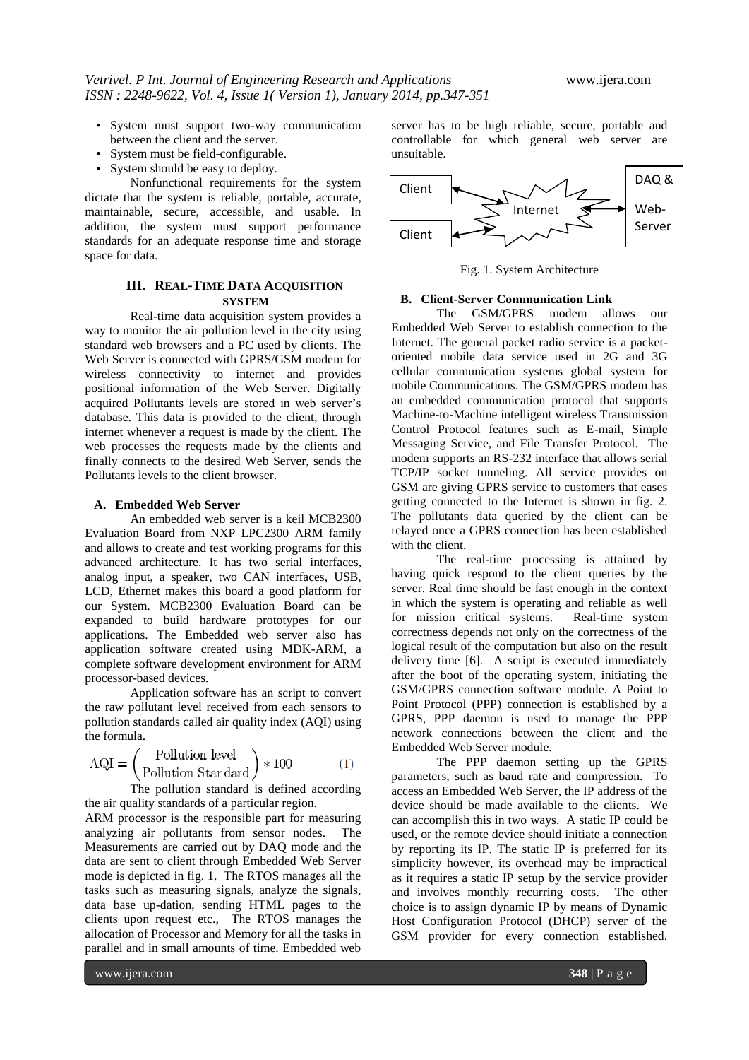- System must support two-way communication between the client and the server.
- System must be field-configurable.
- System should be easy to deploy.

Nonfunctional requirements for the system dictate that the system is reliable, portable, accurate, maintainable, secure, accessible, and usable. In addition, the system must support performance standards for an adequate response time and storage space for data.

## III. REAL-TIME DATA ACQUISITION SYSTEM

Real-time data acquisition system provides a way to monitor the air pollution level in the city using standard web browsers and a PC used by clients. The Web Server is connected with GPRS/GSM modem for wireless connectivity to internet and provides positional information of the Web Server. Digitally acquired Pollutants levels are stored in web server's database. This data is provided to the client, through internet whenever a request is made by the client. The web processes the requests made by the clients and finally connects to the desired Web Server, sends the Pollutants levels to the client browser.

### A. Embedded Web Server

An embedded web server is a keil MCB2300 Evaluation Board from NXP LPC2300 ARM family and allows to create and test working programs for this advanced architecture. It has two serial interfaces, analog input, a speaker, two CAN interfaces, USB, LCD, Ethernet makes this board a good platform for our System. MCB2300 Evaluation Board can be expanded to build hardware prototypes for our applications. The Embedded web server also has application software created using MDK-ARM, a complete software development environment for ARM processor-based devices.

Application software has an script to convert the raw pollutant level received from each sensors to pollution standards called air quality index (AQI) using the formula.

$$AQI = \left(\frac{\text{Pollution level}}{\text{Pollution Standard}}\right) * 100 \qquad (1)$$

The pollution standard is defined according the air quality standards of a particular region.

ARM processor is the responsible part for measuring analyzing air pollutants from sensor nodes. The Measurements are carried out by DAQ mode and the data are sent to client through Embedded Web Server mode is depicted in fig. 1. The RTOS manages all the tasks such as measuring signals, analyze the signals, data base up-dation, sending HTML pages to the clients upon request etc., The RTOS manages the allocation of Processor and Memory for all the tasks in parallel and in small amounts of time. Embedded web server has to be high reliable, secure, portable and controllable for which general web server are unsuitable.

Fig. 1. System Architecture

### B. Client-Server Communication Link

The GSM/GPRS modem allows our Embedded Web Server to establish connection to the Internet. The general packet radio service is a packet-oriented mobile data service used in 2G and 3G cellular communication systems global system for mobile Communications. The GSM/GPRS modem has an embedded communication protocol that supports Machine-to-Machine intelligent wireless Transmission Control Protocol features such as E-mail, Simple Messaging Service, and File Transfer Protocol. The modem supports an RS-232 interface that allows serial TCP/IP socket tunneling. All service provides on GSM are giving GPRS service to customers that eases getting connected to the Internet is shown in fig. 2. The pollutants data queried by the client can be relayed once a GPRS connection has been established with the client.

The real-time processing is attained by having quick respond to the client queries by the server. Real time should be fast enough in the context in which the system is operating and reliable as well for mission critical systems. Real-time system correctness depends not only on the correctness of the logical result of the computation but also on the result delivery time [6]. A script is executed immediately after the boot of the operating system, initiating the GSM/GPRS connection software module. A Point to Point Protocol (PPP) connection is established by a GPRS, PPP daemon is used to manage the PPP network connections between the client and the Embedded Web Server module.

The PPP daemon setting up the GPRS parameters, such as baud rate and compression. To access an Embedded Web Server, the IP address of the device should be made available to the clients. We can accomplish this in two ways. A static IP could be used, or the remote device should initiate a connection by reporting its IP. The static IP is preferred for its simplicity however, its overhead may be impractical as it requires a static IP setup by the service provider and involves monthly recurring costs. The other choice is to assign dynamic IP by means of Dynamic Host Configuration Protocol (DHCP) server of the GSM provider for every connection established.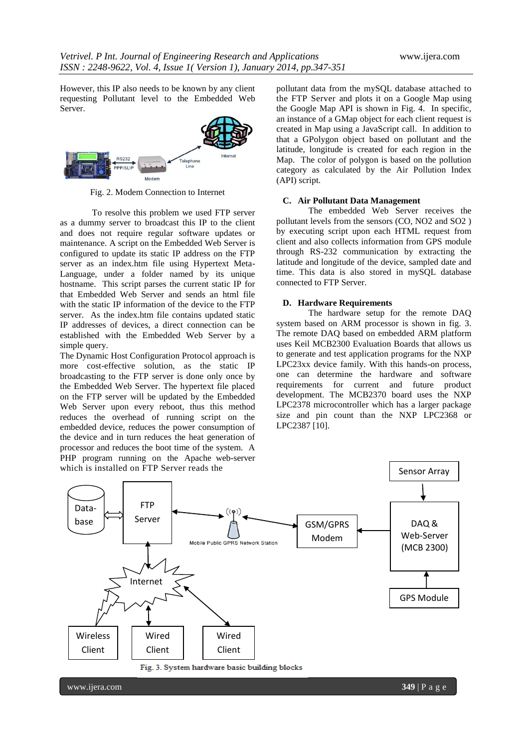However, this IP also needs to be known by any client requesting Pollutant level to the Embedded Web Server.

Fig. 2. Modem Connection to Internet

To resolve this problem we used FTP server as a dummy server to broadcast this IP to the client and does not require regular software updates or maintenance. A script on the Embedded Web Server is configured to update its static IP address on the FTP server as an index.htm file using Hypertext Meta-Language, under a folder named by its unique hostname. This script parses the current static IP for that Embedded Web Server and sends an html file with the static IP information of the device to the FTP server. As the index.htm file contains updated static IP addresses of devices, a direct connection can be established with the Embedded Web Server by a simple query.

The Dynamic Host Configuration Protocol approach is more cost-effective solution, as the static IP broadcasting to the FTP server is done only once by the Embedded Web Server. The hypertext file placed on the FTP server will be updated by the Embedded Web Server upon every reboot, thus this method reduces the overhead of running script on the embedded device, reduces the power consumption of the device and in turn reduces the heat generation of processor and reduces the boot time of the system. A PHP program running on the Apache web-server which is installed on FTP Server reads the pollutant data from the mySQL database attached to the FTP Server and plots it on a Google Map using the Google Map API is shown in Fig. 4. In specific, an instance of a GMap object for each client request is created in Map using a JavaScript call. In addition to that a GPolygon object based on pollutant and the latitude, longitude is created for each region in the Map. The color of polygon is based on the pollution category as calculated by the Air Pollution Index (API) script.

### C. Air Pollutant Data Management

The embedded Web Server receives the pollutant levels from the sensors (CO, $NO2$ and $SO2$ ) by executing script upon each HTML request from client and also collects information from GPS module through RS-232 communication by extracting the latitude and longitude of the device, sampled date and time. This data is also stored in mySQL database connected to FTP Server.

### D. Hardware Requirements

The hardware setup for the remote DAQ system based on ARM processor is shown in fig. 3. The remote DAQ based on embedded ARM platform uses Keil MCB2300 Evaluation Boards that allows us to generate and test application programs for the NXP LPC23xx device family. With this hands-on process, one can determine the hardware and software requirements for current and future product development. The MCB2370 board uses the NXP LPC2378 microcontroller which has a larger package size and pin count than the NXP LPC2368 or LPC2387 [10].

Fig. 3. System hardware basic building blocks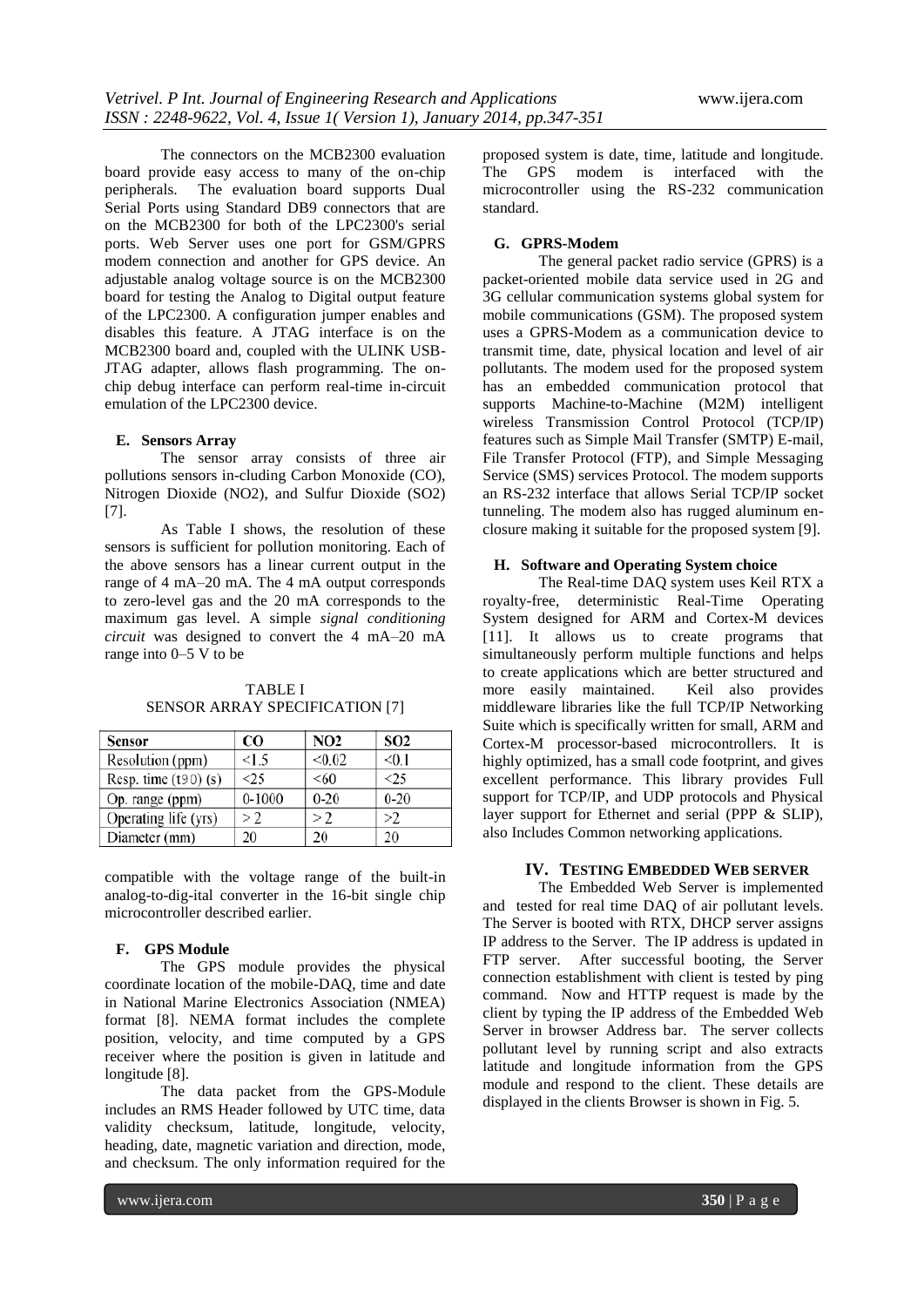The connectors on the MCB2300 evaluation board provide easy access to many of the on-chip peripherals. The evaluation board supports Dual Serial Ports using Standard DB9 connectors that are on the MCB2300 for both of the LPC2300's serial ports. Web Server uses one port for GSM/GPRS modem connection and another for GPS device. An adjustable analog voltage source is on the MCB2300 board for testing the Analog to Digital output feature of the LPC2300. A configuration jumper enables and disables this feature. A JTAG interface is on the MCB2300 board and, coupled with the ULINK USB-JTAG adapter, allows flash programming. The on-chip debug interface can perform real-time in-circuit emulation of the LPC2300 device.

### E. Sensors Array

The sensor array consists of three air pollutions sensors in-cluding Carbon Monoxide (CO), Nitrogen Dioxide (NO2), and Sulfur Dioxide (SO2) [7].

As Table I shows, the resolution of these sensors is sufficient for pollution monitoring. Each of the above sensors has a linear current output in the range of 4 mA–20 mA. The 4 mA output corresponds to zero-level gas and the 20 mA corresponds to the maximum gas level. A simple *signal conditioning circuit* was designed to convert the 4 mA–20 mA range into 0–5 V to be compatible with the voltage range of the built-in analog-to-dig-ital converter in the 16-bit single chip microcontroller described earlier.

TABLE I
SENSOR ARRAY SPECIFICATION [7]

| Sensor | CO | NO2 | SO2 |
|---|---|---|---|
| Resolution (ppm) | <1.5 | <0.02 | <0.1 |
| Resp. time (t90) (s) | <25 | <60 | <25 |
| Op. range (ppm) | 0-1000 | 0-20 | 0-20 |
| Operating life (yrs) | > 2 | > 2 | >2 |
| Diameter (mm) | 20 | 20 | 20 |

### F. GPS Module

The GPS module provides the physical coordinate location of the mobile-DAQ, time and date in National Marine Electronics Association (NMEA) format [8]. NEMA format includes the complete position, velocity, and time computed by a GPS receiver where the position is given in latitude and longitude [8].

The data packet from the GPS-Module includes an RMS Header followed by UTC time, data validity checksum, latitude, longitude, velocity, heading, date, magnetic variation and direction, mode, and checksum. The only information required for the proposed system is date, time, latitude and longitude. The GPS modem is interfaced with the microcontroller using the RS-232 communication standard.

### G. GPRS-Modem

The general packet radio service (GPRS) is a packet-oriented mobile data service used in 2G and 3G cellular communication systems global system for mobile communications (GSM). The proposed system uses a GPRS-Modem as a communication device to transmit time, date, physical location and level of air pollutants. The modem used for the proposed system has an embedded communication protocol that supports Machine-to-Machine (M2M) intelligent wireless Transmission Control Protocol (TCP/IP) features such as Simple Mail Transfer (SMTP) E-mail, File Transfer Protocol (FTP), and Simple Messaging Service (SMS) services Protocol. The modem supports an RS-232 interface that allows Serial TCP/IP socket tunneling. The modem also has rugged aluminum en-closure making it suitable for the proposed system [9].

### H. Software and Operating System choice

The Real-time DAQ system uses Keil RTX a royalty-free, deterministic Real-Time Operating System designed for ARM and Cortex-M devices [11]. It allows us to create programs that simultaneously perform multiple functions and helps to create applications which are better structured and more easily maintained. Keil also provides middleware libraries like the full TCP/IP Networking Suite which is specifically written for small, ARM and Cortex-M processor-based microcontrollers. It is highly optimized, has a small code footprint, and gives excellent performance. This library provides Full support for TCP/IP, and UDP protocols and Physical layer support for Ethernet and serial (PPP & SLIP), also Includes Common networking applications.

## IV. TESTING EMBEDDED WEB SERVER

The Embedded Web Server is implemented and tested for real time DAQ of air pollutant levels. The Server is booted with RTX, DHCP server assigns IP address to the Server. The IP address is updated in FTP server. After successful booting, the Server connection establishment with client is tested by ping command. Now and HTTP request is made by the client by typing the IP address of the Embedded Web Server in browser Address bar. The server collects pollutant level by running script and also extracts latitude and longitude information from the GPS module and respond to the client. These details are displayed in the clients Browser is shown in Fig. 5.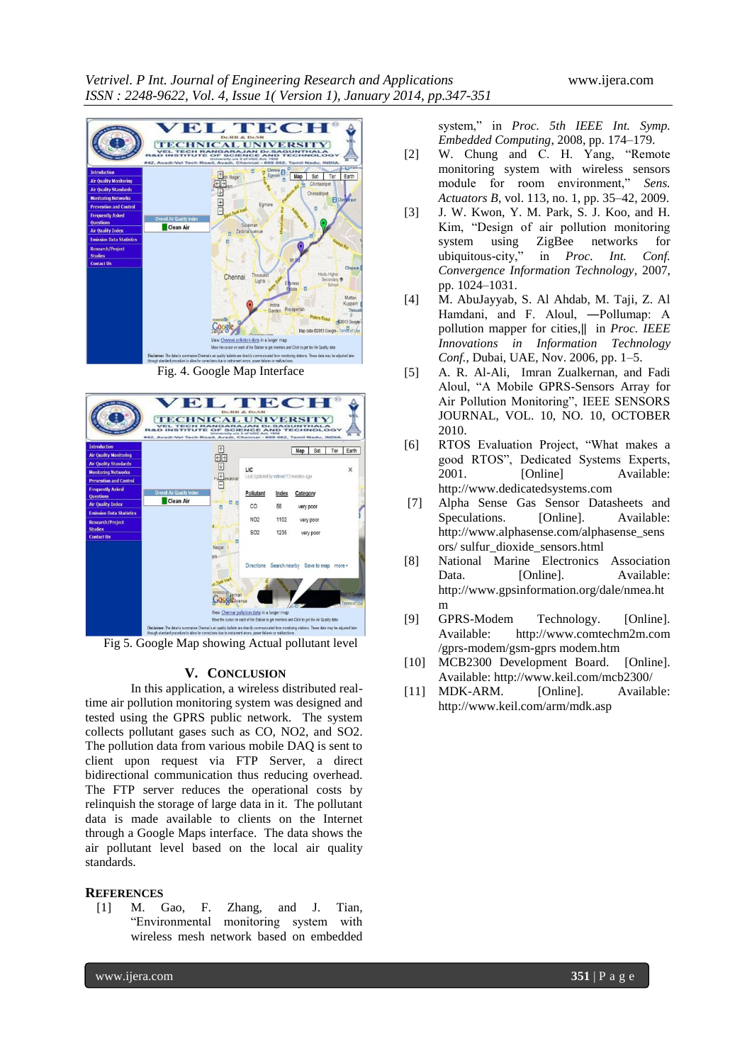Fig. 4. Google Map Interface

Fig 5. Google Map showing Actual pollutant level

## V. CONCLUSION

In this application, a wireless distributed real-time air pollution monitoring system was designed and tested using the GPRS public network. The system collects pollutant gases such as CO, NO2, and SO2. The pollution data from various mobile DAQ is sent to client upon request via FTP Server, a direct bidirectional communication thus reducing overhead. The FTP server reduces the operational costs by relinquish the storage of large data in it. The pollutant data is made available to clients on the Internet through a Google Maps interface. The data shows the air pollutant level based on the local air quality standards.

## REFERENCES

[1] M. Gao, F. Zhang, and J. Tian, "Environmental monitoring system with wireless mesh network based on embedded system," in *Proc. 5th IEEE Int. Symp. Embedded Computing*, 2008, pp. 174–179.

[2] W. Chung and C. H. Yang, "Remote monitoring system with wireless sensors module for room environment," *Sens. Actuators B*, vol. 113, no. 1, pp. 35–42, 2009.

[3] J. W. Kwon, Y. M. Park, S. J. Koo, and H. Kim, "Design of air pollution monitoring system using ZigBee networks for ubiquitous-city," in *Proc. Int. Conf. Convergence Information Technology*, 2007, pp. 1024–1031.

[4] M. AbuJayyab, S. Al Ahdab, M. Taji, Z. Al Hamdani, and F. Aloul, ―Pollumap: A pollution mapper for cities,‖ in *Proc. IEEE Innovations in Information Technology Conf.*, Dubai, UAE, Nov. 2006, pp. 1–5.

[5] A. R. Al-Ali, Imran Zualkernan, and Fadi Aloul, "A Mobile GPRS-Sensors Array for Air Pollution Monitoring", IEEE SENSORS JOURNAL, VOL. 10, NO. 10, OCTOBER 2010.

[6] RTOS Evaluation Project, "What makes a good RTOS", Dedicated Systems Experts, 2001. [Online] Available: http://www.dedicatedsystems.com

[7] Alpha Sense Gas Sensor Datasheets and Speculations. [Online]. Available: http://www.alphasense.com/alphasense_sensors/ sulfur_dioxide_sensors.html

[8] National Marine Electronics Association Data. [Online]. Available: http://www.gpsinformation.org/dale/nmea.htm

[9] GPRS-Modem Technology. [Online]. Available: http://www.comtechm2m.com/gprs-modem/gsm-gprs modem.htm

[10] MCB2300 Development Board. [Online]. Available: http://www.keil.com/mcb2300/

[11] MDK-ARM. [Online]. Available: http://www.keil.com/arm/mdk.asp